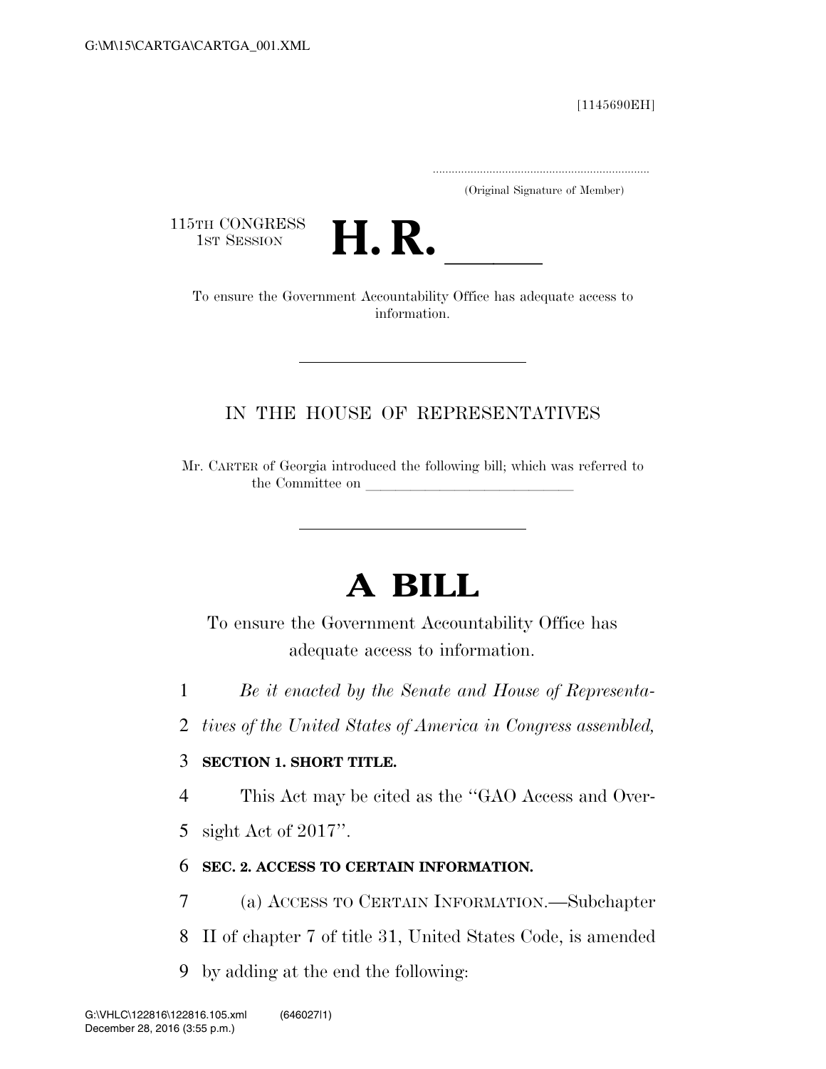[1145690EH]

.....................................................................

(Original Signature of Member)

115TH CONGRESS
1ST SESSION

# H. R. \_\_\_\_\_

To ensure the Government Accountability Office has adequate access to information.

---

IN THE HOUSE OF REPRESENTATIVES

Mr. CARTER of Georgia introduced the following bill; which was referred to the Committee on \_\_\_\_\_\_\_\_\_\_\_\_\_\_\_\_\_\_\_\_\_\_\_\_\_\_\_\_\_\_

---

# A BILL

To ensure the Government Accountability Office has adequate access to information.

1 *Be it enacted by the Senate and House of Representa-*
2 *tives of the United States of America in Congress assembled,*

3 **SECTION 1. SHORT TITLE.**

4 This Act may be cited as the ''GAO Access and Over-
5 sight Act of 2017''.

6 **SEC. 2. ACCESS TO CERTAIN INFORMATION.**

7 (a) ACCESS TO CERTAIN INFORMATION.—Subchapter
8 II of chapter 7 of title 31, United States Code, is amended
9 by adding at the end the following: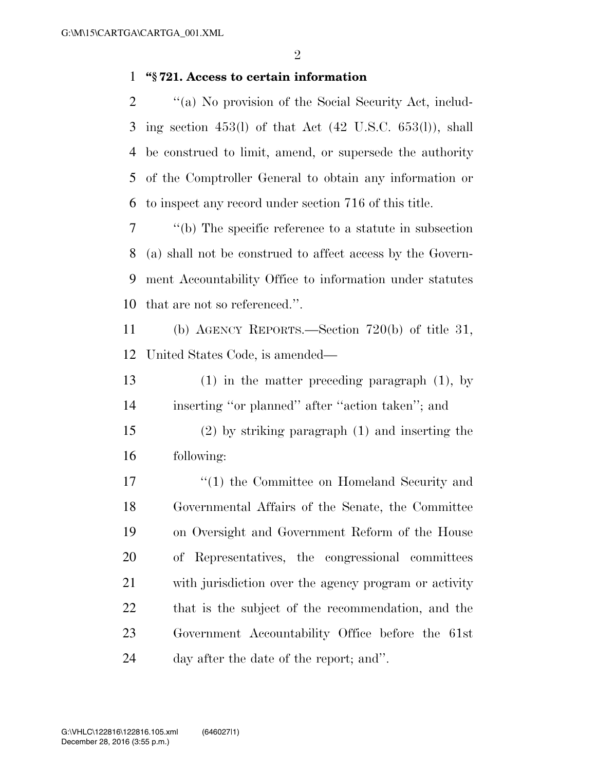**"§ 721. Access to certain information**

"(a) No provision of the Social Security Act, including section 453(l) of that Act (42 U.S.C. 653(l)), shall be construed to limit, amend, or supersede the authority of the Comptroller General to obtain any information or to inspect any record under section 716 of this title.

"(b) The specific reference to a statute in subsection (a) shall not be construed to affect access by the Government Accountability Office to information under statutes that are not so referenced.".

(b) AGENCY REPORTS.—Section 720(b) of title 31, United States Code, is amended—

(1) in the matter preceding paragraph (1), by inserting "or planned" after "action taken"; and

(2) by striking paragraph (1) and inserting the following:

"(1) the Committee on Homeland Security and Governmental Affairs of the Senate, the Committee on Oversight and Government Reform of the House of Representatives, the congressional committees with jurisdiction over the agency program or activity that is the subject of the recommendation, and the Government Accountability Office before the 61st day after the date of the report; and".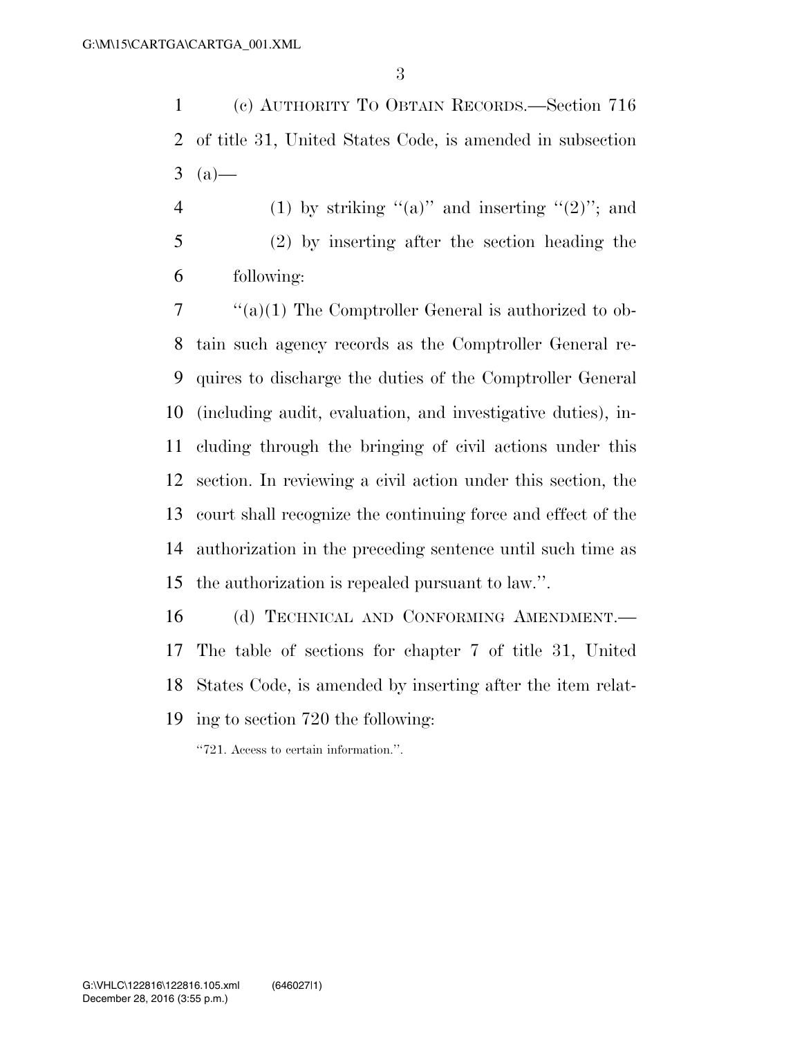(c) AUTHORITY TO OBTAIN RECORDS.—Section 716 of title 31, United States Code, is amended in subsection (a)—

(1) by striking "(a)" and inserting "(2)"; and

(2) by inserting after the section heading the following:

"(a)(1) The Comptroller General is authorized to obtain such agency records as the Comptroller General requires to discharge the duties of the Comptroller General (including audit, evaluation, and investigative duties), including through the bringing of civil actions under this section. In reviewing a civil action under this section, the court shall recognize the continuing force and effect of the authorization in the preceding sentence until such time as the authorization is repealed pursuant to law.".

(d) TECHNICAL AND CONFORMING AMENDMENT.—The table of sections for chapter 7 of title 31, United States Code, is amended by inserting after the item relating to section 720 the following:

"721. Access to certain information.".